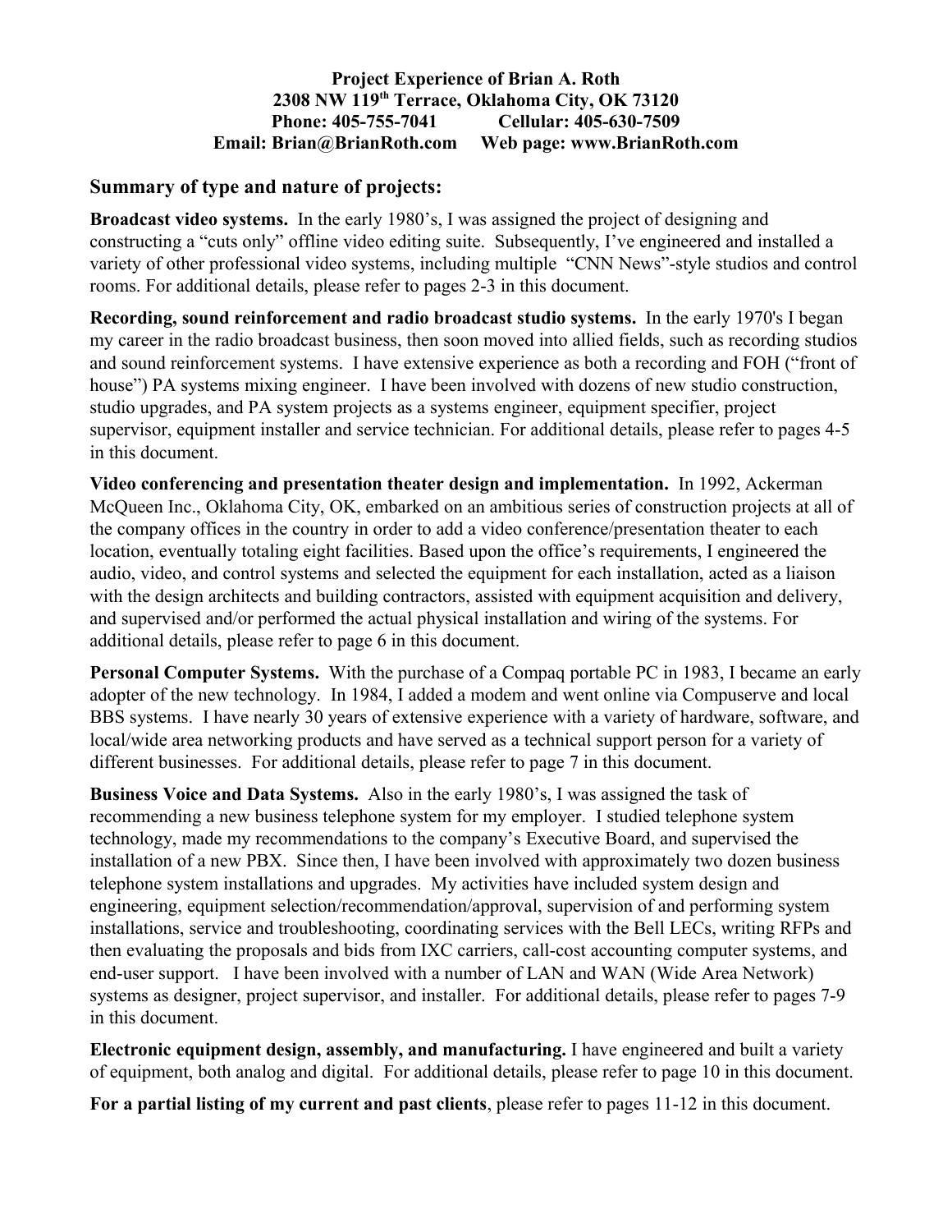**Project Experience of Brian A. Roth**
**2308 NW 119th Terrace, Oklahoma City, OK 73120**
**Phone: 405-755-7041 Cellular: 405-630-7509**
**Email: Brian@BrianRoth.com Web page: www.BrianRoth.com**

## Summary of type and nature of projects:

**Broadcast video systems.** In the early 1980's, I was assigned the project of designing and constructing a "cuts only" offline video editing suite. Subsequently, I've engineered and installed a variety of other professional video systems, including multiple "CNN News"-style studios and control rooms. For additional details, please refer to pages 2-3 in this document.

**Recording, sound reinforcement and radio broadcast studio systems.** In the early 1970's I began my career in the radio broadcast business, then soon moved into allied fields, such as recording studios and sound reinforcement systems. I have extensive experience as both a recording and FOH ("front of house") PA systems mixing engineer. I have been involved with dozens of new studio construction, studio upgrades, and PA system projects as a systems engineer, equipment specifier, project supervisor, equipment installer and service technician. For additional details, please refer to pages 4-5 in this document.

**Video conferencing and presentation theater design and implementation.** In 1992, Ackerman McQueen Inc., Oklahoma City, OK, embarked on an ambitious series of construction projects at all of the company offices in the country in order to add a video conference/presentation theater to each location, eventually totaling eight facilities. Based upon the office's requirements, I engineered the audio, video, and control systems and selected the equipment for each installation, acted as a liaison with the design architects and building contractors, assisted with equipment acquisition and delivery, and supervised and/or performed the actual physical installation and wiring of the systems. For additional details, please refer to page 6 in this document.

**Personal Computer Systems.** With the purchase of a Compaq portable PC in 1983, I became an early adopter of the new technology. In 1984, I added a modem and went online via Compuserve and local BBS systems. I have nearly 30 years of extensive experience with a variety of hardware, software, and local/wide area networking products and have served as a technical support person for a variety of different businesses. For additional details, please refer to page 7 in this document.

**Business Voice and Data Systems.** Also in the early 1980's, I was assigned the task of recommending a new business telephone system for my employer. I studied telephone system technology, made my recommendations to the company's Executive Board, and supervised the installation of a new PBX. Since then, I have been involved with approximately two dozen business telephone system installations and upgrades. My activities have included system design and engineering, equipment selection/recommendation/approval, supervision of and performing system installations, service and troubleshooting, coordinating services with the Bell LECs, writing RFPs and then evaluating the proposals and bids from IXC carriers, call-cost accounting computer systems, and end-user support. I have been involved with a number of LAN and WAN (Wide Area Network) systems as designer, project supervisor, and installer. For additional details, please refer to pages 7-9 in this document.

**Electronic equipment design, assembly, and manufacturing.** I have engineered and built a variety of equipment, both analog and digital. For additional details, please refer to page 10 in this document.

**For a partial listing of my current and past clients**, please refer to pages 11-12 in this document.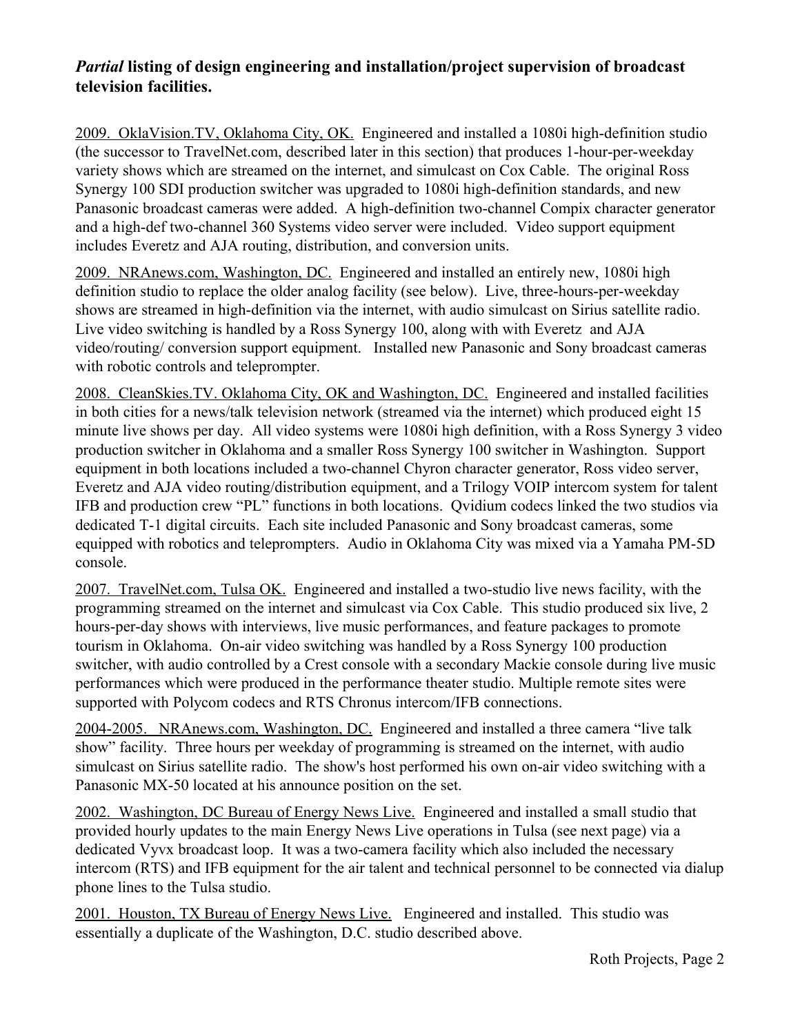### *Partial* listing of design engineering and installation/project supervision of broadcast television facilities.

<u>2009. OklaVision.TV, Oklahoma City, OK.</u> Engineered and installed a 1080i high-definition studio (the successor to TravelNet.com, described later in this section) that produces 1-hour-per-weekday variety shows which are streamed on the internet, and simulcast on Cox Cable. The original Ross Synergy 100 SDI production switcher was upgraded to 1080i high-definition standards, and new Panasonic broadcast cameras were added. A high-definition two-channel Compix character generator and a high-def two-channel 360 Systems video server were included. Video support equipment includes Everetz and AJA routing, distribution, and conversion units.

<u>2009. NRAnews.com, Washington, DC.</u> Engineered and installed an entirely new, 1080i high definition studio to replace the older analog facility (see below). Live, three-hours-per-weekday shows are streamed in high-definition via the internet, with audio simulcast on Sirius satellite radio. Live video switching is handled by a Ross Synergy 100, along with with Everetz and AJA video/routing/ conversion support equipment. Installed new Panasonic and Sony broadcast cameras with robotic controls and teleprompter.

<u>2008. CleanSkies.TV. Oklahoma City, OK and Washington, DC.</u> Engineered and installed facilities in both cities for a news/talk television network (streamed via the internet) which produced eight 15 minute live shows per day. All video systems were 1080i high definition, with a Ross Synergy 3 video production switcher in Oklahoma and a smaller Ross Synergy 100 switcher in Washington. Support equipment in both locations included a two-channel Chyron character generator, Ross video server, Everetz and AJA video routing/distribution equipment, and a Trilogy VOIP intercom system for talent IFB and production crew "PL" functions in both locations. Qvidium codecs linked the two studios via dedicated T-1 digital circuits. Each site included Panasonic and Sony broadcast cameras, some equipped with robotics and teleprompters. Audio in Oklahoma City was mixed via a Yamaha PM-5D console.

<u>2007. TravelNet.com, Tulsa OK.</u> Engineered and installed a two-studio live news facility, with the programming streamed on the internet and simulcast via Cox Cable. This studio produced six live, 2 hours-per-day shows with interviews, live music performances, and feature packages to promote tourism in Oklahoma. On-air video switching was handled by a Ross Synergy 100 production switcher, with audio controlled by a Crest console with a secondary Mackie console during live music performances which were produced in the performance theater studio. Multiple remote sites were supported with Polycom codecs and RTS Chronus intercom/IFB connections.

<u>2004-2005. NRAnews.com, Washington, DC.</u> Engineered and installed a three camera "live talk show" facility. Three hours per weekday of programming is streamed on the internet, with audio simulcast on Sirius satellite radio. The show's host performed his own on-air video switching with a Panasonic MX-50 located at his announce position on the set.

<u>2002. Washington, DC Bureau of Energy News Live.</u> Engineered and installed a small studio that provided hourly updates to the main Energy News Live operations in Tulsa (see next page) via a dedicated Vyvx broadcast loop. It was a two-camera facility which also included the necessary intercom (RTS) and IFB equipment for the air talent and technical personnel to be connected via dialup phone lines to the Tulsa studio.

<u>2001. Houston, TX Bureau of Energy News Live.</u> Engineered and installed. This studio was essentially a duplicate of the Washington, D.C. studio described above.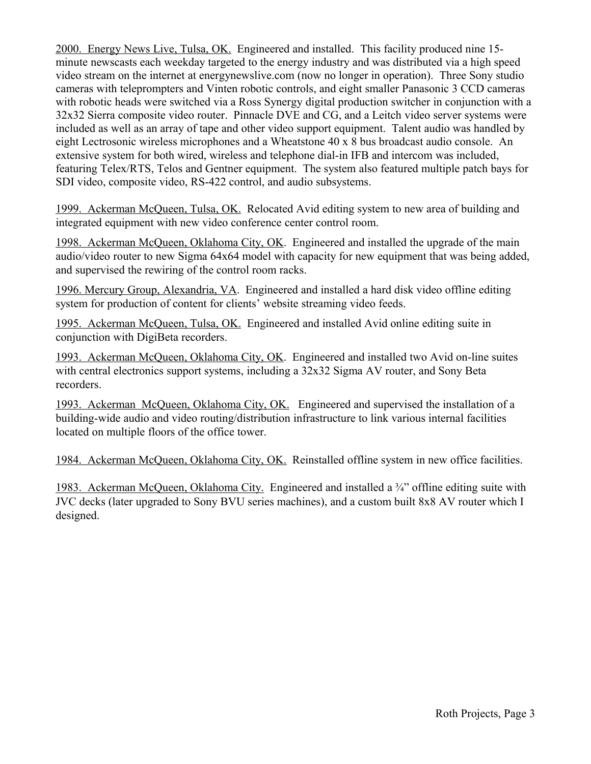2000.  Energy News Live, Tulsa, OK.  Engineered and installed.  This facility produced nine 15-minute newscasts each weekday targeted to the energy industry and was distributed via a high speed video stream on the internet at energynewslive.com (now no longer in operation).  Three Sony studio cameras with teleprompters and Vinten robotic controls, and eight smaller Panasonic 3 CCD cameras with robotic heads were switched via a Ross Synergy digital production switcher in conjunction with a 32x32 Sierra composite video router.  Pinnacle DVE and CG, and a Leitch video server systems were included as well as an array of tape and other video support equipment.  Talent audio was handled by eight Lectrosonic wireless microphones and a Wheatstone 40 x 8 bus broadcast audio console.  An extensive system for both wired, wireless and telephone dial-in IFB and intercom was included, featuring Telex/RTS, Telos and Gentner equipment.  The system also featured multiple patch bays for SDI video, composite video, RS-422 control, and audio subsystems.

1999.  Ackerman McQueen, Tulsa, OK.  Relocated Avid editing system to new area of building and integrated equipment with new video conference center control room.

1998.  Ackerman McQueen, Oklahoma City, OK.  Engineered and installed the upgrade of the main audio/video router to new Sigma 64x64 model with capacity for new equipment that was being added, and supervised the rewiring of the control room racks.

1996. Mercury Group, Alexandria, VA.  Engineered and installed a hard disk video offline editing system for production of content for clients' website streaming video feeds.

1995.  Ackerman McQueen, Tulsa, OK.  Engineered and installed Avid online editing suite in conjunction with DigiBeta recorders.

1993.  Ackerman McQueen, Oklahoma City, OK.  Engineered and installed two Avid on-line suites with central electronics support systems, including a 32x32 Sigma AV router, and Sony Beta recorders.

1993.  Ackerman  McQueen, Oklahoma City, OK.   Engineered and supervised the installation of a building-wide audio and video routing/distribution infrastructure to link various internal facilities located on multiple floors of the office tower.

1984.  Ackerman McQueen, Oklahoma City, OK.  Reinstalled offline system in new office facilities.

1983.  Ackerman McQueen, Oklahoma City.  Engineered and installed a ¾" offline editing suite with JVC decks (later upgraded to Sony BVU series machines), and a custom built 8x8 AV router which I designed.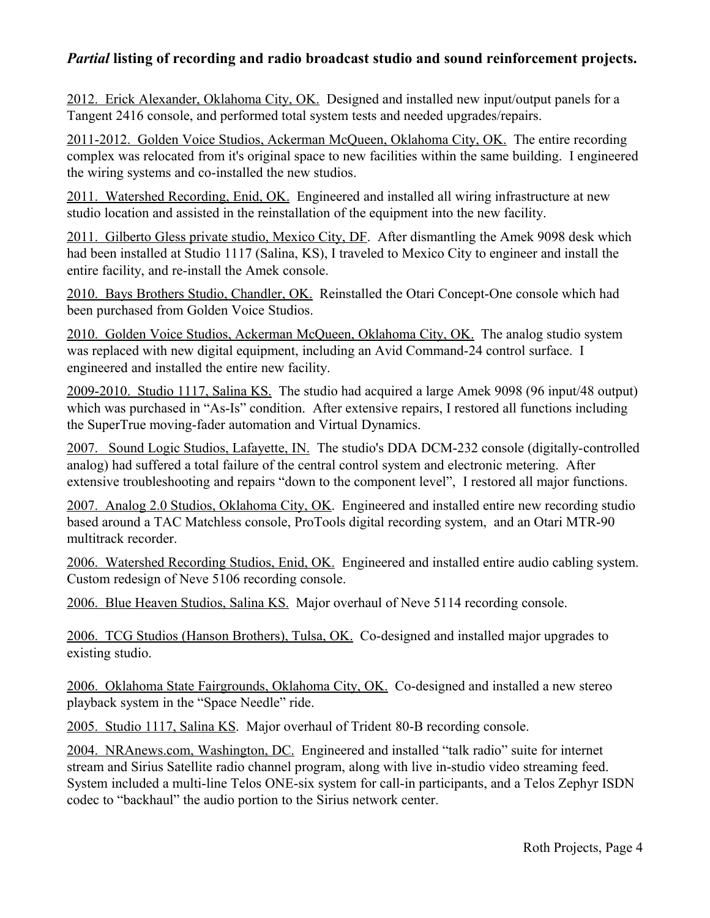***Partial* listing of recording and radio broadcast studio and sound reinforcement projects.**

2012. Erick Alexander, Oklahoma City, OK. Designed and installed new input/output panels for a Tangent 2416 console, and performed total system tests and needed upgrades/repairs.

2011-2012. Golden Voice Studios, Ackerman McQueen, Oklahoma City, OK. The entire recording complex was relocated from it's original space to new facilities within the same building. I engineered the wiring systems and co-installed the new studios.

2011. Watershed Recording, Enid, OK. Engineered and installed all wiring infrastructure at new studio location and assisted in the reinstallation of the equipment into the new facility.

2011. Gilberto Gless private studio, Mexico City, DF. After dismantling the Amek 9098 desk which had been installed at Studio 1117 (Salina, KS), I traveled to Mexico City to engineer and install the entire facility, and re-install the Amek console.

2010. Bays Brothers Studio, Chandler, OK. Reinstalled the Otari Concept-One console which had been purchased from Golden Voice Studios.

2010. Golden Voice Studios, Ackerman McQueen, Oklahoma City, OK. The analog studio system was replaced with new digital equipment, including an Avid Command-24 control surface. I engineered and installed the entire new facility.

2009-2010. Studio 1117, Salina KS. The studio had acquired a large Amek 9098 (96 input/48 output) which was purchased in "As-Is" condition. After extensive repairs, I restored all functions including the SuperTrue moving-fader automation and Virtual Dynamics.

2007. Sound Logic Studios, Lafayette, IN. The studio's DDA DCM-232 console (digitally-controlled analog) had suffered a total failure of the central control system and electronic metering. After extensive troubleshooting and repairs "down to the component level", I restored all major functions.

2007. Analog 2.0 Studios, Oklahoma City, OK. Engineered and installed entire new recording studio based around a TAC Matchless console, ProTools digital recording system, and an Otari MTR-90 multitrack recorder.

2006. Watershed Recording Studios, Enid, OK. Engineered and installed entire audio cabling system. Custom redesign of Neve 5106 recording console.

2006. Blue Heaven Studios, Salina KS. Major overhaul of Neve 5114 recording console.

2006. TCG Studios (Hanson Brothers), Tulsa, OK. Co-designed and installed major upgrades to existing studio.

2006. Oklahoma State Fairgrounds, Oklahoma City, OK. Co-designed and installed a new stereo playback system in the "Space Needle" ride.

2005. Studio 1117, Salina KS. Major overhaul of Trident 80-B recording console.

2004. NRAnews.com, Washington, DC. Engineered and installed "talk radio" suite for internet stream and Sirius Satellite radio channel program, along with live in-studio video streaming feed. System included a multi-line Telos ONE-six system for call-in participants, and a Telos Zephyr ISDN codec to "backhaul" the audio portion to the Sirius network center.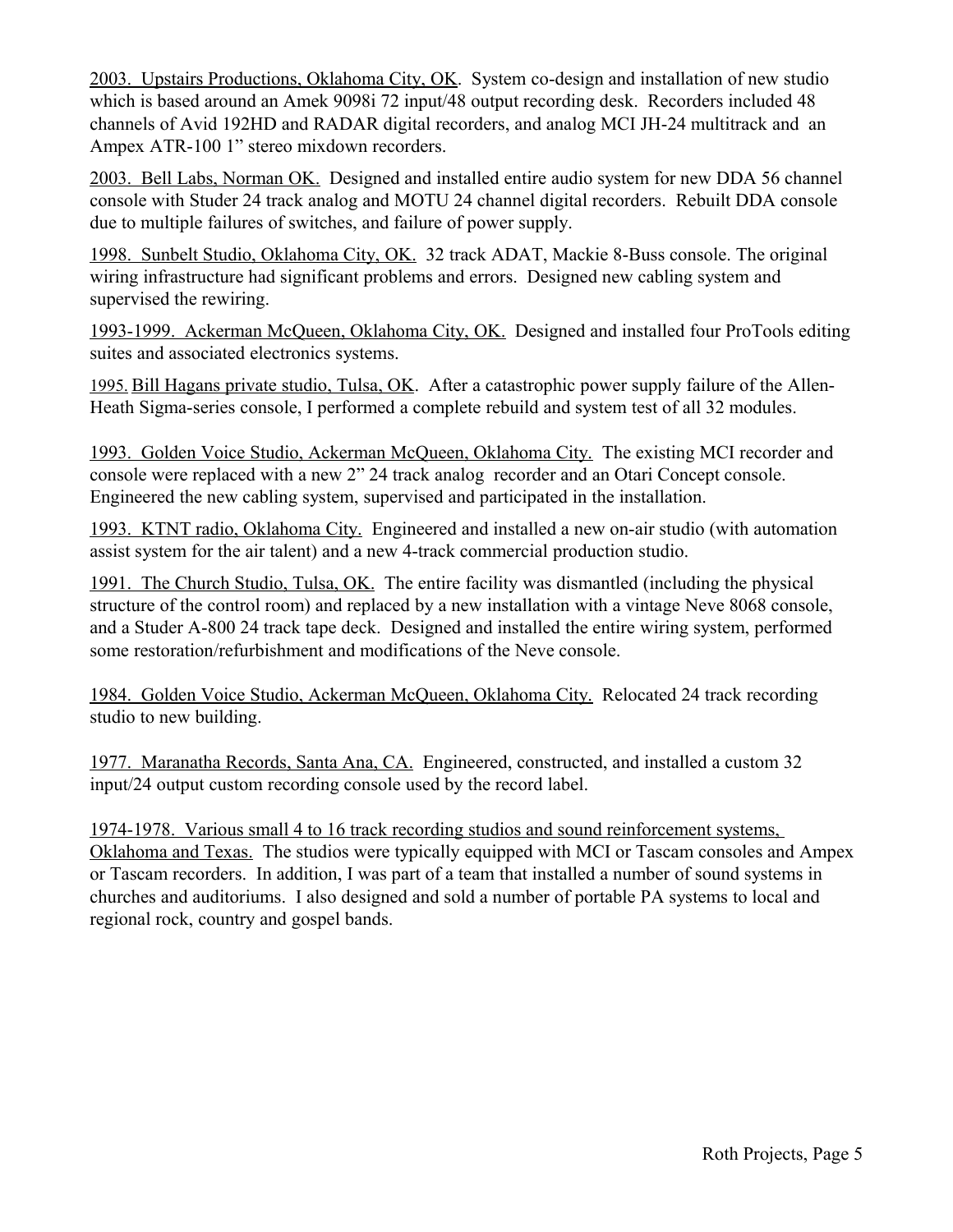2003. Upstairs Productions, Oklahoma City, OK. System co-design and installation of new studio which is based around an Amek 9098i 72 input/48 output recording desk. Recorders included 48 channels of Avid 192HD and RADAR digital recorders, and analog MCI JH-24 multitrack and an Ampex ATR-100 1" stereo mixdown recorders.

2003. Bell Labs, Norman OK. Designed and installed entire audio system for new DDA 56 channel console with Studer 24 track analog and MOTU 24 channel digital recorders. Rebuilt DDA console due to multiple failures of switches, and failure of power supply.

1998. Sunbelt Studio, Oklahoma City, OK. 32 track ADAT, Mackie 8-Buss console. The original wiring infrastructure had significant problems and errors. Designed new cabling system and supervised the rewiring.

1993-1999. Ackerman McQueen, Oklahoma City, OK. Designed and installed four ProTools editing suites and associated electronics systems.

1995. Bill Hagans private studio, Tulsa, OK. After a catastrophic power supply failure of the Allen-Heath Sigma-series console, I performed a complete rebuild and system test of all 32 modules.

1993. Golden Voice Studio, Ackerman McQueen, Oklahoma City. The existing MCI recorder and console were replaced with a new 2" 24 track analog recorder and an Otari Concept console. Engineered the new cabling system, supervised and participated in the installation.

1993. KTNT radio, Oklahoma City. Engineered and installed a new on-air studio (with automation assist system for the air talent) and a new 4-track commercial production studio.

1991. The Church Studio, Tulsa, OK. The entire facility was dismantled (including the physical structure of the control room) and replaced by a new installation with a vintage Neve 8068 console, and a Studer A-800 24 track tape deck. Designed and installed the entire wiring system, performed some restoration/refurbishment and modifications of the Neve console.

1984. Golden Voice Studio, Ackerman McQueen, Oklahoma City. Relocated 24 track recording studio to new building.

1977. Maranatha Records, Santa Ana, CA. Engineered, constructed, and installed a custom 32 input/24 output custom recording console used by the record label.

1974-1978. Various small 4 to 16 track recording studios and sound reinforcement systems, Oklahoma and Texas. The studios were typically equipped with MCI or Tascam consoles and Ampex or Tascam recorders. In addition, I was part of a team that installed a number of sound systems in churches and auditoriums. I also designed and sold a number of portable PA systems to local and regional rock, country and gospel bands.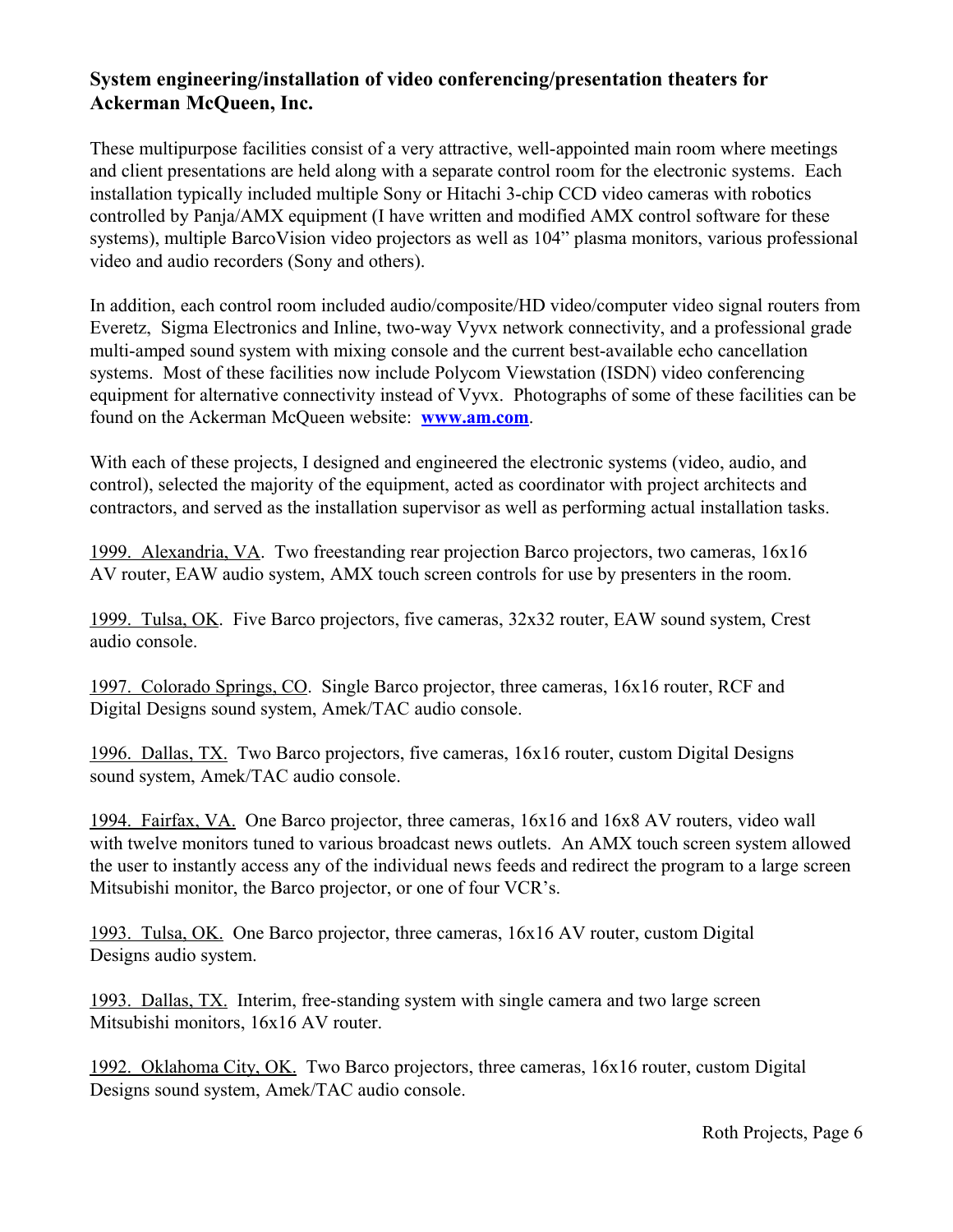## System engineering/installation of video conferencing/presentation theaters for Ackerman McQueen, Inc.

These multipurpose facilities consist of a very attractive, well-appointed main room where meetings and client presentations are held along with a separate control room for the electronic systems. Each installation typically included multiple Sony or Hitachi 3-chip CCD video cameras with robotics controlled by Panja/AMX equipment (I have written and modified AMX control software for these systems), multiple BarcoVision video projectors as well as 104" plasma monitors, various professional video and audio recorders (Sony and others).

In addition, each control room included audio/composite/HD video/computer video signal routers from Everetz, Sigma Electronics and Inline, two-way Vyvx network connectivity, and a professional grade multi-amped sound system with mixing console and the current best-available echo cancellation systems. Most of these facilities now include Polycom Viewstation (ISDN) video conferencing equipment for alternative connectivity instead of Vyvx. Photographs of some of these facilities can be found on the Ackerman McQueen website: **[www.am.com](http://www.am.com)**.

With each of these projects, I designed and engineered the electronic systems (video, audio, and control), selected the majority of the equipment, acted as coordinator with project architects and contractors, and served as the installation supervisor as well as performing actual installation tasks.

<u>1999. Alexandria, VA</u>. Two freestanding rear projection Barco projectors, two cameras, 16x16 AV router, EAW audio system, AMX touch screen controls for use by presenters in the room.

<u>1999. Tulsa, OK</u>. Five Barco projectors, five cameras, 32x32 router, EAW sound system, Crest audio console.

<u>1997. Colorado Springs, CO</u>. Single Barco projector, three cameras, 16x16 router, RCF and Digital Designs sound system, Amek/TAC audio console.

<u>1996. Dallas, TX.</u> Two Barco projectors, five cameras, 16x16 router, custom Digital Designs sound system, Amek/TAC audio console.

<u>1994. Fairfax, VA.</u> One Barco projector, three cameras, 16x16 and 16x8 AV routers, video wall with twelve monitors tuned to various broadcast news outlets. An AMX touch screen system allowed the user to instantly access any of the individual news feeds and redirect the program to a large screen Mitsubishi monitor, the Barco projector, or one of four VCR's.

<u>1993. Tulsa, OK.</u> One Barco projector, three cameras, 16x16 AV router, custom Digital Designs audio system.

<u>1993. Dallas, TX.</u> Interim, free-standing system with single camera and two large screen Mitsubishi monitors, 16x16 AV router.

<u>1992. Oklahoma City, OK.</u> Two Barco projectors, three cameras, 16x16 router, custom Digital Designs sound system, Amek/TAC audio console.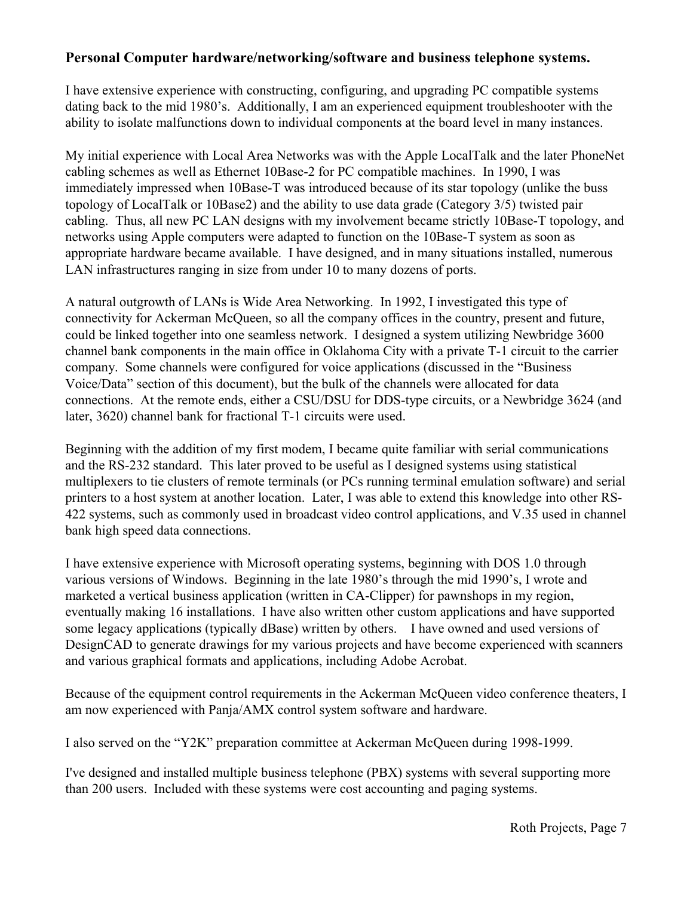**Personal Computer hardware/networking/software and business telephone systems.**

I have extensive experience with constructing, configuring, and upgrading PC compatible systems dating back to the mid 1980's. Additionally, I am an experienced equipment troubleshooter with the ability to isolate malfunctions down to individual components at the board level in many instances.

My initial experience with Local Area Networks was with the Apple LocalTalk and the later PhoneNet cabling schemes as well as Ethernet 10Base-2 for PC compatible machines. In 1990, I was immediately impressed when 10Base-T was introduced because of its star topology (unlike the buss topology of LocalTalk or 10Base2) and the ability to use data grade (Category 3/5) twisted pair cabling. Thus, all new PC LAN designs with my involvement became strictly 10Base-T topology, and networks using Apple computers were adapted to function on the 10Base-T system as soon as appropriate hardware became available. I have designed, and in many situations installed, numerous LAN infrastructures ranging in size from under 10 to many dozens of ports.

A natural outgrowth of LANs is Wide Area Networking. In 1992, I investigated this type of connectivity for Ackerman McQueen, so all the company offices in the country, present and future, could be linked together into one seamless network. I designed a system utilizing Newbridge 3600 channel bank components in the main office in Oklahoma City with a private T-1 circuit to the carrier company. Some channels were configured for voice applications (discussed in the "Business Voice/Data" section of this document), but the bulk of the channels were allocated for data connections. At the remote ends, either a CSU/DSU for DDS-type circuits, or a Newbridge 3624 (and later, 3620) channel bank for fractional T-1 circuits were used.

Beginning with the addition of my first modem, I became quite familiar with serial communications and the RS-232 standard. This later proved to be useful as I designed systems using statistical multiplexers to tie clusters of remote terminals (or PCs running terminal emulation software) and serial printers to a host system at another location. Later, I was able to extend this knowledge into other RS-422 systems, such as commonly used in broadcast video control applications, and V.35 used in channel bank high speed data connections.

I have extensive experience with Microsoft operating systems, beginning with DOS 1.0 through various versions of Windows. Beginning in the late 1980's through the mid 1990's, I wrote and marketed a vertical business application (written in CA-Clipper) for pawnshops in my region, eventually making 16 installations. I have also written other custom applications and have supported some legacy applications (typically dBase) written by others. I have owned and used versions of DesignCAD to generate drawings for my various projects and have become experienced with scanners and various graphical formats and applications, including Adobe Acrobat.

Because of the equipment control requirements in the Ackerman McQueen video conference theaters, I am now experienced with Panja/AMX control system software and hardware.

I also served on the "Y2K" preparation committee at Ackerman McQueen during 1998-1999.

I've designed and installed multiple business telephone (PBX) systems with several supporting more than 200 users. Included with these systems were cost accounting and paging systems.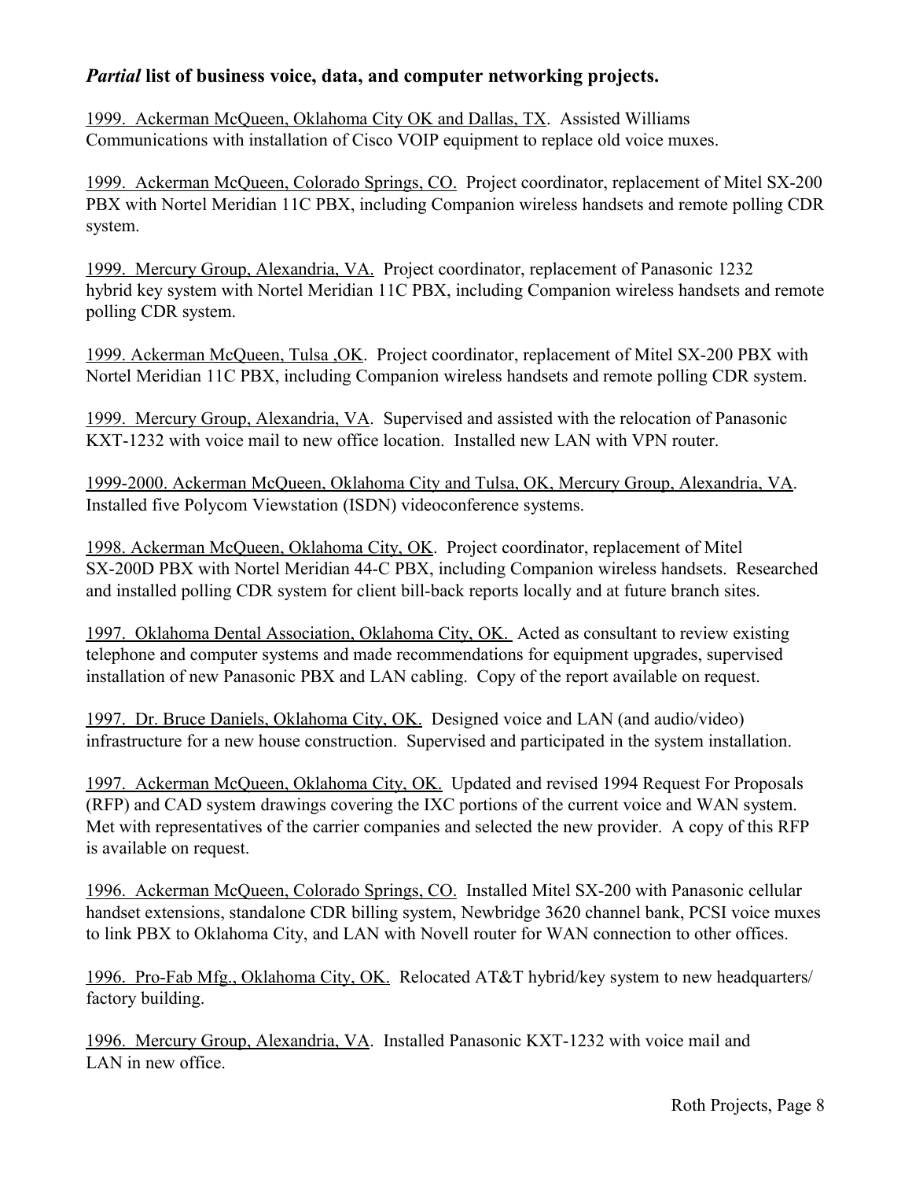## *Partial* list of business voice, data, and computer networking projects.

<u>1999. Ackerman McQueen, Oklahoma City OK and Dallas, TX</u>. Assisted Williams Communications with installation of Cisco VOIP equipment to replace old voice muxes.

<u>1999. Ackerman McQueen, Colorado Springs, CO.</u> Project coordinator, replacement of Mitel SX-200 PBX with Nortel Meridian 11C PBX, including Companion wireless handsets and remote polling CDR system.

<u>1999. Mercury Group, Alexandria, VA.</u> Project coordinator, replacement of Panasonic 1232 hybrid key system with Nortel Meridian 11C PBX, including Companion wireless handsets and remote polling CDR system.

<u>1999. Ackerman McQueen, Tulsa ,OK</u>. Project coordinator, replacement of Mitel SX-200 PBX with Nortel Meridian 11C PBX, including Companion wireless handsets and remote polling CDR system.

<u>1999. Mercury Group, Alexandria, VA</u>. Supervised and assisted with the relocation of Panasonic KXT-1232 with voice mail to new office location. Installed new LAN with VPN router.

<u>1999-2000. Ackerman McQueen, Oklahoma City and Tulsa, OK, Mercury Group, Alexandria, VA</u>. Installed five Polycom Viewstation (ISDN) videoconference systems.

<u>1998. Ackerman McQueen, Oklahoma City, OK</u>. Project coordinator, replacement of Mitel SX-200D PBX with Nortel Meridian 44-C PBX, including Companion wireless handsets. Researched and installed polling CDR system for client bill-back reports locally and at future branch sites.

<u>1997. Oklahoma Dental Association, Oklahoma City, OK.</u> Acted as consultant to review existing telephone and computer systems and made recommendations for equipment upgrades, supervised installation of new Panasonic PBX and LAN cabling. Copy of the report available on request.

<u>1997. Dr. Bruce Daniels, Oklahoma City, OK.</u> Designed voice and LAN (and audio/video) infrastructure for a new house construction. Supervised and participated in the system installation.

<u>1997. Ackerman McQueen, Oklahoma City, OK.</u> Updated and revised 1994 Request For Proposals (RFP) and CAD system drawings covering the IXC portions of the current voice and WAN system. Met with representatives of the carrier companies and selected the new provider. A copy of this RFP is available on request.

<u>1996. Ackerman McQueen, Colorado Springs, CO.</u> Installed Mitel SX-200 with Panasonic cellular handset extensions, standalone CDR billing system, Newbridge 3620 channel bank, PCSI voice muxes to link PBX to Oklahoma City, and LAN with Novell router for WAN connection to other offices.

<u>1996. Pro-Fab Mfg., Oklahoma City, OK.</u> Relocated AT&T hybrid/key system to new headquarters/ factory building.

<u>1996. Mercury Group, Alexandria, VA</u>. Installed Panasonic KXT-1232 with voice mail and LAN in new office.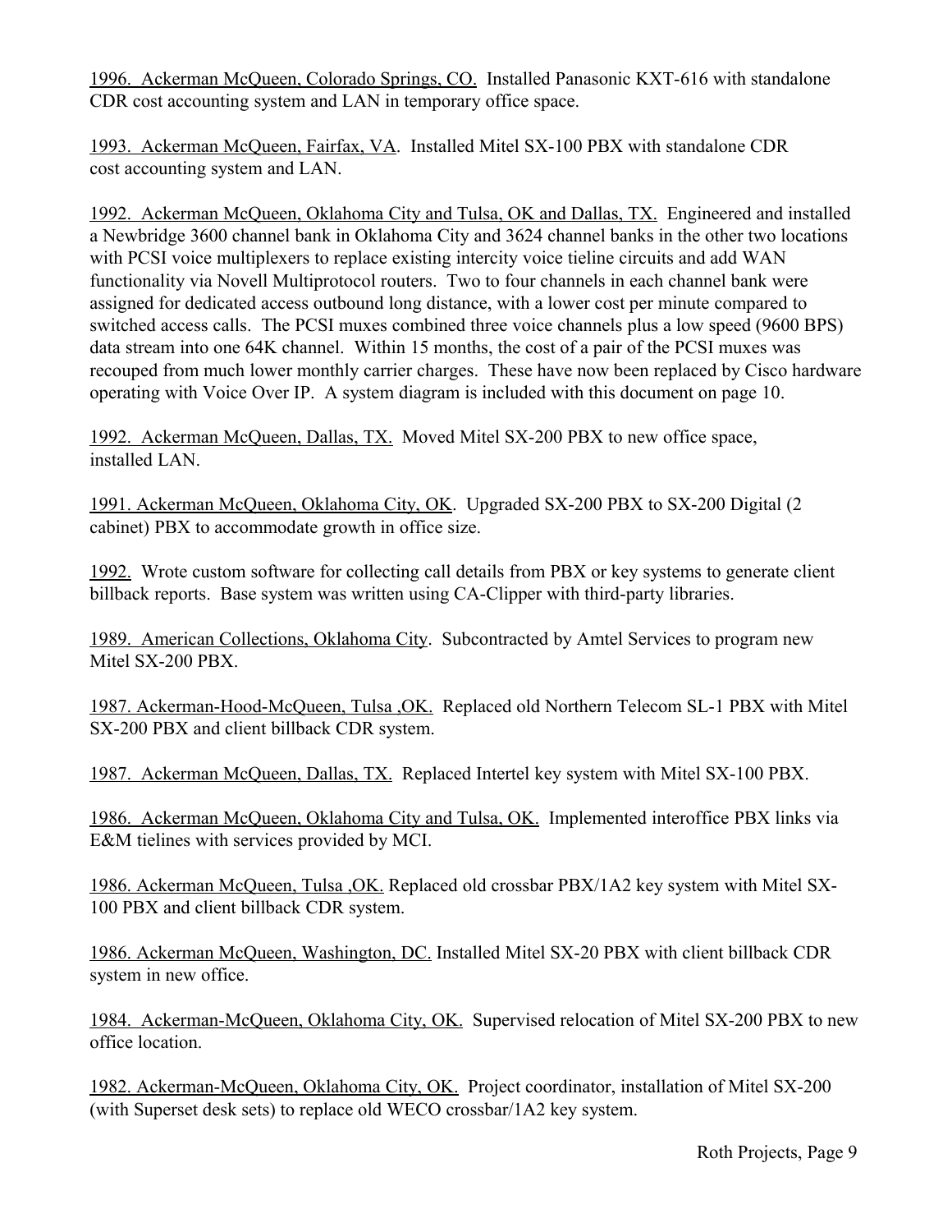1996. Ackerman McQueen, Colorado Springs, CO. Installed Panasonic KXT-616 with standalone CDR cost accounting system and LAN in temporary office space.

1993. Ackerman McQueen, Fairfax, VA. Installed Mitel SX-100 PBX with standalone CDR cost accounting system and LAN.

1992. Ackerman McQueen, Oklahoma City and Tulsa, OK and Dallas, TX. Engineered and installed a Newbridge 3600 channel bank in Oklahoma City and 3624 channel banks in the other two locations with PCSI voice multiplexers to replace existing intercity voice tieline circuits and add WAN functionality via Novell Multiprotocol routers. Two to four channels in each channel bank were assigned for dedicated access outbound long distance, with a lower cost per minute compared to switched access calls. The PCSI muxes combined three voice channels plus a low speed (9600 BPS) data stream into one 64K channel. Within 15 months, the cost of a pair of the PCSI muxes was recouped from much lower monthly carrier charges. These have now been replaced by Cisco hardware operating with Voice Over IP. A system diagram is included with this document on page 10.

1992. Ackerman McQueen, Dallas, TX. Moved Mitel SX-200 PBX to new office space, installed LAN.

1991. Ackerman McQueen, Oklahoma City, OK. Upgraded SX-200 PBX to SX-200 Digital (2 cabinet) PBX to accommodate growth in office size.

1992. Wrote custom software for collecting call details from PBX or key systems to generate client billback reports. Base system was written using CA-Clipper with third-party libraries.

1989. American Collections, Oklahoma City. Subcontracted by Amtel Services to program new Mitel SX-200 PBX.

1987. Ackerman-Hood-McQueen, Tulsa ,OK. Replaced old Northern Telecom SL-1 PBX with Mitel SX-200 PBX and client billback CDR system.

1987. Ackerman McQueen, Dallas, TX. Replaced Intertel key system with Mitel SX-100 PBX.

1986. Ackerman McQueen, Oklahoma City and Tulsa, OK. Implemented interoffice PBX links via E&M tielines with services provided by MCI.

1986. Ackerman McQueen, Tulsa ,OK. Replaced old crossbar PBX/1A2 key system with Mitel SX-100 PBX and client billback CDR system.

1986. Ackerman McQueen, Washington, DC. Installed Mitel SX-20 PBX with client billback CDR system in new office.

1984. Ackerman-McQueen, Oklahoma City, OK. Supervised relocation of Mitel SX-200 PBX to new office location.

1982. Ackerman-McQueen, Oklahoma City, OK. Project coordinator, installation of Mitel SX-200 (with Superset desk sets) to replace old WECO crossbar/1A2 key system.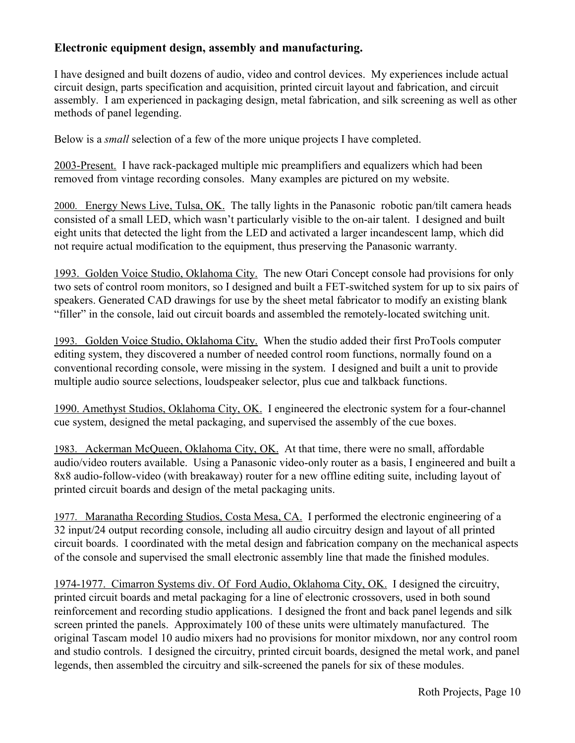## Electronic equipment design, assembly and manufacturing.

I have designed and built dozens of audio, video and control devices. My experiences include actual circuit design, parts specification and acquisition, printed circuit layout and fabrication, and circuit assembly. I am experienced in packaging design, metal fabrication, and silk screening as well as other methods of panel legending.

Below is a *small* selection of a few of the more unique projects I have completed.

<u>2003-Present.</u> I have rack-packaged multiple mic preamplifiers and equalizers which had been removed from vintage recording consoles. Many examples are pictured on my website.

<u>2000. Energy News Live, Tulsa, OK.</u> The tally lights in the Panasonic robotic pan/tilt camera heads consisted of a small LED, which wasn't particularly visible to the on-air talent. I designed and built eight units that detected the light from the LED and activated a larger incandescent lamp, which did not require actual modification to the equipment, thus preserving the Panasonic warranty.

<u>1993. Golden Voice Studio, Oklahoma City.</u> The new Otari Concept console had provisions for only two sets of control room monitors, so I designed and built a FET-switched system for up to six pairs of speakers. Generated CAD drawings for use by the sheet metal fabricator to modify an existing blank "filler" in the console, laid out circuit boards and assembled the remotely-located switching unit.

<u>1993. Golden Voice Studio, Oklahoma City.</u> When the studio added their first ProTools computer editing system, they discovered a number of needed control room functions, normally found on a conventional recording console, were missing in the system. I designed and built a unit to provide multiple audio source selections, loudspeaker selector, plus cue and talkback functions.

<u>1990. Amethyst Studios, Oklahoma City, OK.</u> I engineered the electronic system for a four-channel cue system, designed the metal packaging, and supervised the assembly of the cue boxes.

<u>1983. Ackerman McQueen, Oklahoma City, OK.</u> At that time, there were no small, affordable audio/video routers available. Using a Panasonic video-only router as a basis, I engineered and built a 8x8 audio-follow-video (with breakaway) router for a new offline editing suite, including layout of printed circuit boards and design of the metal packaging units.

<u>1977. Maranatha Recording Studios, Costa Mesa, CA.</u> I performed the electronic engineering of a 32 input/24 output recording console, including all audio circuitry design and layout of all printed circuit boards. I coordinated with the metal design and fabrication company on the mechanical aspects of the console and supervised the small electronic assembly line that made the finished modules.

<u>1974-1977. Cimarron Systems div. Of Ford Audio, Oklahoma City, OK.</u> I designed the circuitry, printed circuit boards and metal packaging for a line of electronic crossovers, used in both sound reinforcement and recording studio applications. I designed the front and back panel legends and silk screen printed the panels. Approximately 100 of these units were ultimately manufactured. The original Tascam model 10 audio mixers had no provisions for monitor mixdown, nor any control room and studio controls. I designed the circuitry, printed circuit boards, designed the metal work, and panel legends, then assembled the circuitry and silk-screened the panels for six of these modules.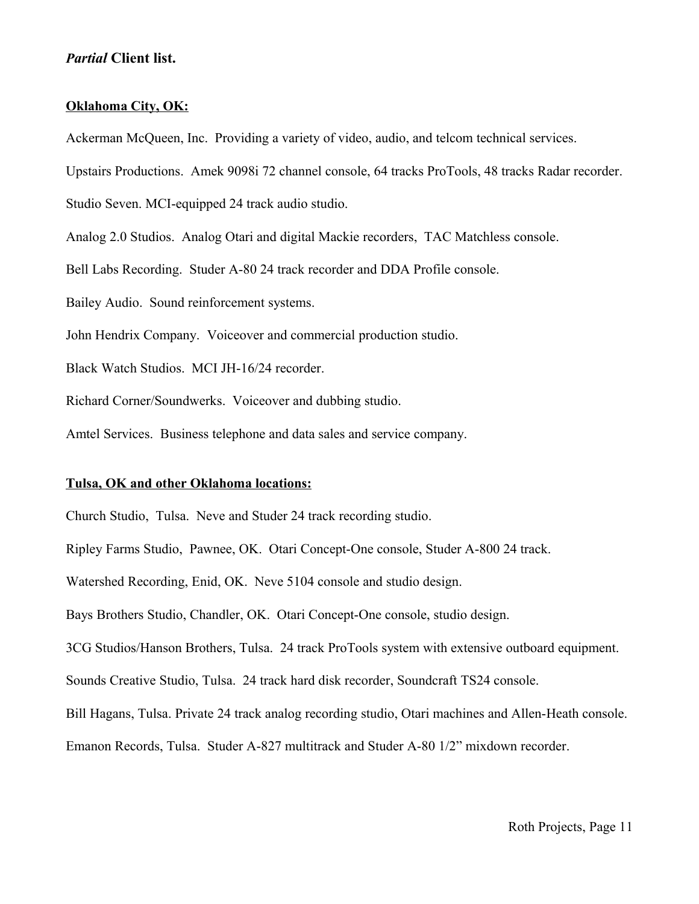## *Partial* Client list.

### Oklahoma City, OK:

Ackerman McQueen, Inc. Providing a variety of video, audio, and telcom technical services.

Upstairs Productions. Amek 9098i 72 channel console, 64 tracks ProTools, 48 tracks Radar recorder.

Studio Seven. MCI-equipped 24 track audio studio.

Analog 2.0 Studios. Analog Otari and digital Mackie recorders, TAC Matchless console.

Bell Labs Recording. Studer A-80 24 track recorder and DDA Profile console.

Bailey Audio. Sound reinforcement systems.

John Hendrix Company. Voiceover and commercial production studio.

Black Watch Studios. MCI JH-16/24 recorder.

Richard Corner/Soundwerks. Voiceover and dubbing studio.

Amtel Services. Business telephone and data sales and service company.

### Tulsa, OK and other Oklahoma locations:

Church Studio, Tulsa. Neve and Studer 24 track recording studio.

Ripley Farms Studio, Pawnee, OK. Otari Concept-One console, Studer A-800 24 track.

Watershed Recording, Enid, OK. Neve 5104 console and studio design.

Bays Brothers Studio, Chandler, OK. Otari Concept-One console, studio design.

3CG Studios/Hanson Brothers, Tulsa. 24 track ProTools system with extensive outboard equipment.

Sounds Creative Studio, Tulsa. 24 track hard disk recorder, Soundcraft TS24 console.

Bill Hagans, Tulsa. Private 24 track analog recording studio, Otari machines and Allen-Heath console.

Emanon Records, Tulsa. Studer A-827 multitrack and Studer A-80 1/2" mixdown recorder.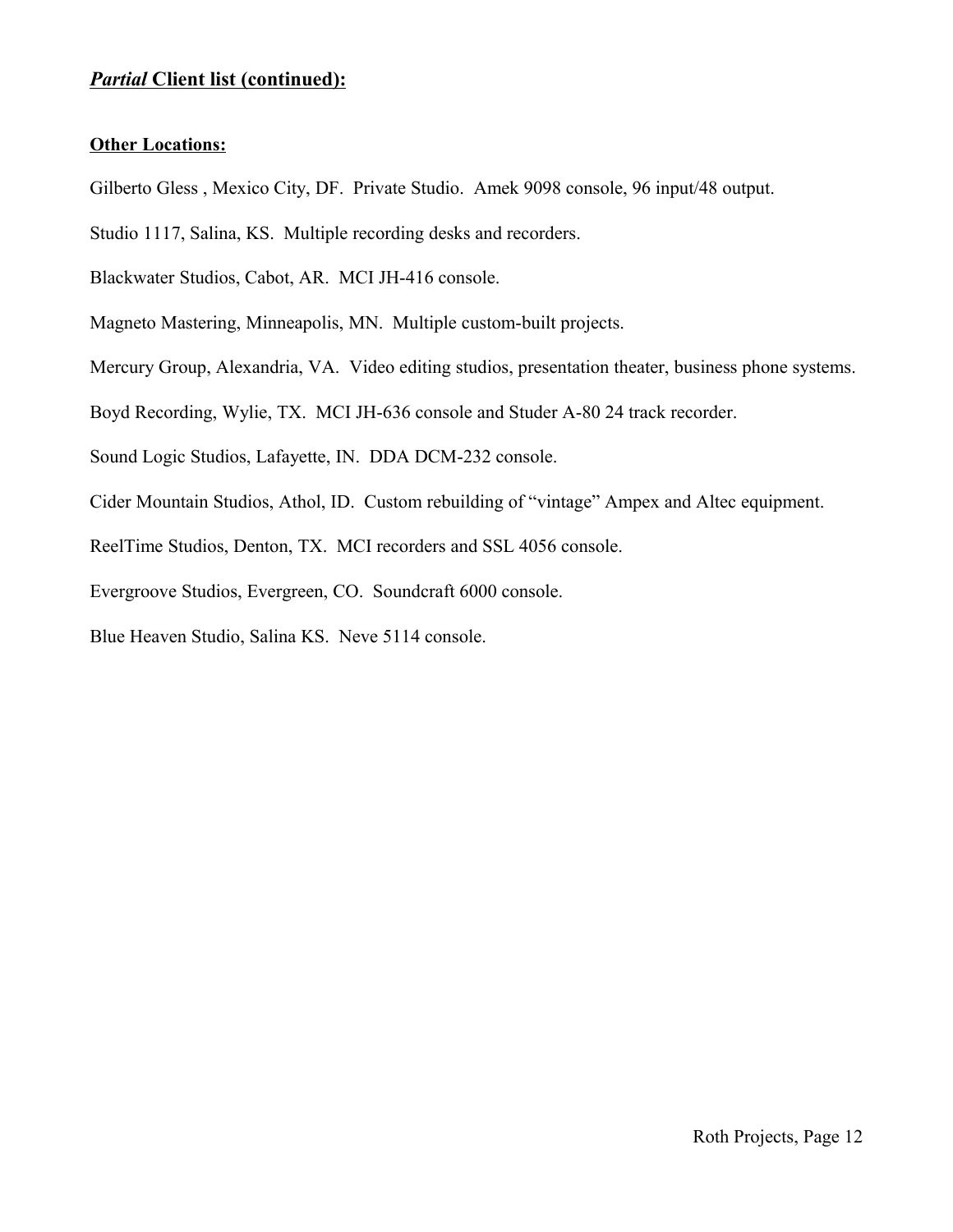## ***Partial* Client list (continued):**

**Other Locations:**

Gilberto Gless , Mexico City, DF. Private Studio. Amek 9098 console, 96 input/48 output.

Studio 1117, Salina, KS. Multiple recording desks and recorders.

Blackwater Studios, Cabot, AR. MCI JH-416 console.

Magneto Mastering, Minneapolis, MN. Multiple custom-built projects.

Mercury Group, Alexandria, VA. Video editing studios, presentation theater, business phone systems.

Boyd Recording, Wylie, TX. MCI JH-636 console and Studer A-80 24 track recorder.

Sound Logic Studios, Lafayette, IN. DDA DCM-232 console.

Cider Mountain Studios, Athol, ID. Custom rebuilding of "vintage" Ampex and Altec equipment.

ReelTime Studios, Denton, TX. MCI recorders and SSL 4056 console.

Evergroove Studios, Evergreen, CO. Soundcraft 6000 console.

Blue Heaven Studio, Salina KS. Neve 5114 console.